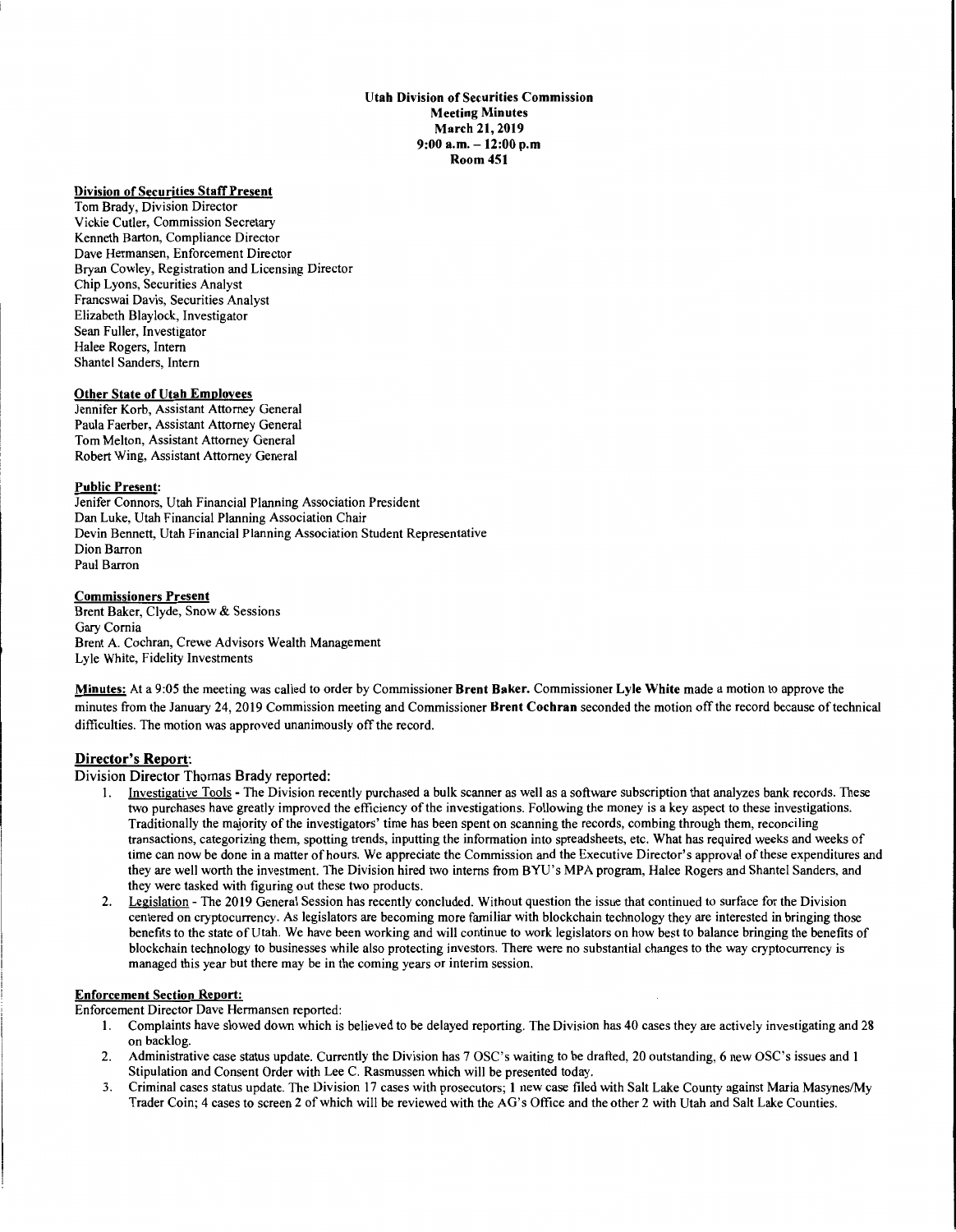**Utah Division of Securities Commission**
**Meeting Minutes**
**March 21, 2019**
**9:00 a.m. – 12:00 p.m**
**Room 451**

**Division of Securities Staff Present**
Tom Brady, Division Director
Vickie Cutler, Commission Secretary
Kenneth Barton, Compliance Director
Dave Hermansen, Enforcement Director
Bryan Cowley, Registration and Licensing Director
Chip Lyons, Securities Analyst
Francswai Davis, Securities Analyst
Elizabeth Blaylock, Investigator
Sean Fuller, Investigator
Halee Rogers, Intern
Shantel Sanders, Intern

**Other State of Utah Employees**
Jennifer Korb, Assistant Attorney General
Paula Faerber, Assistant Attorney General
Tom Melton, Assistant Attorney General
Robert Wing, Assistant Attorney General

**Public Present:**
Jenifer Connors, Utah Financial Planning Association President
Dan Luke, Utah Financial Planning Association Chair
Devin Bennett, Utah Financial Planning Association Student Representative
Dion Barron
Paul Barron

**Commissioners Present**
Brent Baker, Clyde, Snow & Sessions
Gary Cornia
Brent A. Cochran, Crewe Advisors Wealth Management
Lyle White, Fidelity Investments

**Minutes:** At a 9:05 the meeting was called to order by Commissioner **Brent Baker.** Commissioner **Lyle White** made a motion to approve the minutes from the January 24, 2019 Commission meeting and Commissioner **Brent Cochran** seconded the motion off the record because of technical difficulties. The motion was approved unanimously off the record.

## **Director's Report**:

Division Director Thomas Brady reported:

1. Investigative Tools - The Division recently purchased a bulk scanner as well as a software subscription that analyzes bank records. These two purchases have greatly improved the efficiency of the investigations. Following the money is a key aspect to these investigations. Traditionally the majority of the investigators' time has been spent on scanning the records, combing through them, reconciling transactions, categorizing them, spotting trends, inputting the information into spreadsheets, etc. What has required weeks and weeks of time can now be done in a matter of hours. We appreciate the Commission and the Executive Director's approval of these expenditures and they are well worth the investment. The Division hired two interns from BYU's MPA program, Halee Rogers and Shantel Sanders, and they were tasked with figuring out these two products.
2. Legislation - The 2019 General Session has recently concluded. Without question the issue that continued to surface for the Division centered on cryptocurrency. As legislators are becoming more familiar with blockchain technology they are interested in bringing those benefits to the state of Utah. We have been working and will continue to work legislators on how best to balance bringing the benefits of blockchain technology to businesses while also protecting investors. There were no substantial changes to the way cryptocurrency is managed this year but there may be in the coming years or interim session.

**Enforcement Section Report:**

Enforcement Director Dave Hermansen reported:

1. Complaints have slowed down which is believed to be delayed reporting. The Division has 40 cases they are actively investigating and 28 on backlog.
2. Administrative case status update. Currently the Division has 7 OSC's waiting to be drafted, 20 outstanding, 6 new OSC's issues and 1 Stipulation and Consent Order with Lee C. Rasmussen which will be presented today.
3. Criminal cases status update. The Division 17 cases with prosecutors; 1 new case filed with Salt Lake County against Maria Masynes/My Trader Coin; 4 cases to screen 2 of which will be reviewed with the AG's Office and the other 2 with Utah and Salt Lake Counties.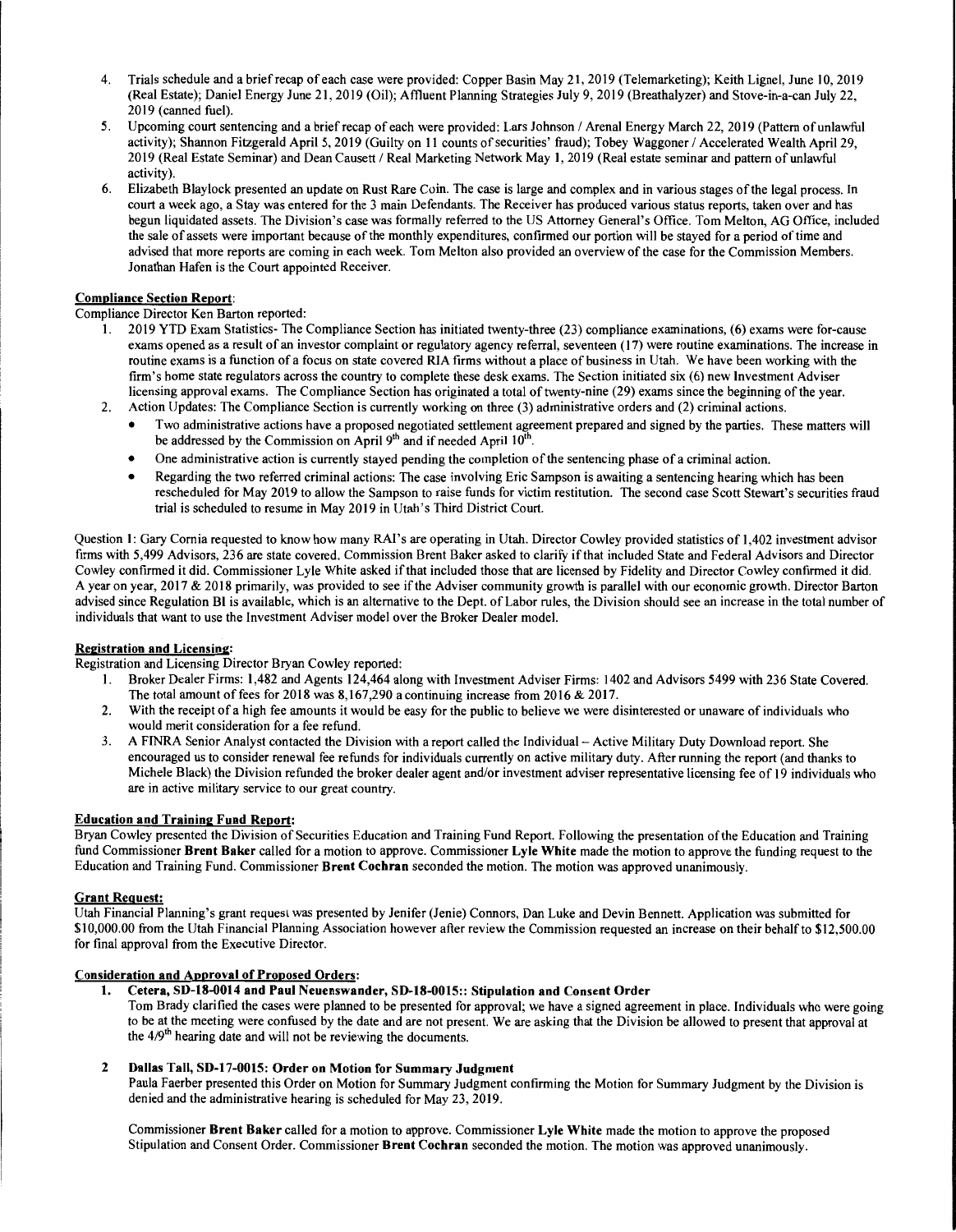4. Trials schedule and a brief recap of each case were provided: Copper Basin May 21, 2019 (Telemarketing); Keith Lignel, June 10, 2019 (Real Estate); Daniel Energy June 21, 2019 (Oil); Affluent Planning Strategies July 9, 2019 (Breathalyzer) and Stove-in-a-can July 22, 2019 (canned fuel).
5. Upcoming court sentencing and a brief recap of each were provided: Lars Johnson / Arenal Energy March 22, 2019 (Pattern of unlawful activity); Shannon Fitzgerald April 5, 2019 (Guilty on 11 counts of securities' fraud); Tobey Waggoner / Accelerated Wealth April 29, 2019 (Real Estate Seminar) and Dean Causett / Real Marketing Network May 1, 2019 (Real estate seminar and pattern of unlawful activity).
6. Elizabeth Blaylock presented an update on Rust Rare Coin. The case is large and complex and in various stages of the legal process. In court a week ago, a Stay was entered for the 3 main Defendants. The Receiver has produced various status reports, taken over and has begun liquidated assets. The Division's case was formally referred to the US Attorney General's Office. Tom Melton, AG Office, included the sale of assets were important because of the monthly expenditures, confirmed our portion will be stayed for a period of time and advised that more reports are coming in each week. Tom Melton also provided an overview of the case for the Commission Members. Jonathan Hafen is the Court appointed Receiver.

**Compliance Section Report:**

Compliance Director Ken Barton reported:

1. 2019 YTD Exam Statistics- The Compliance Section has initiated twenty-three (23) compliance examinations, (6) exams were for-cause exams opened as a result of an investor complaint or regulatory agency referral, seventeen (17) were routine examinations. The increase in routine exams is a function of a focus on state covered RIA firms without a place of business in Utah. We have been working with the firm's home state regulators across the country to complete these desk exams. The Section initiated six (6) new Investment Adviser licensing approval exams. The Compliance Section has originated a total of twenty-nine (29) exams since the beginning of the year.
2. Action Updates: The Compliance Section is currently working on three (3) administrative orders and (2) criminal actions.
   - Two administrative actions have a proposed negotiated settlement agreement prepared and signed by the parties. These matters will be addressed by the Commission on April 9th and if needed April 10th.
   - One administrative action is currently stayed pending the completion of the sentencing phase of a criminal action.
   - Regarding the two referred criminal actions: The case involving Eric Sampson is awaiting a sentencing hearing which has been rescheduled for May 2019 to allow the Sampson to raise funds for victim restitution. The second case Scott Stewart's securities fraud trial is scheduled to resume in May 2019 in Utah's Third District Court.

Question 1: Gary Cornia requested to know how many RAI's are operating in Utah. Director Cowley provided statistics of 1,402 investment advisor firms with 5,499 Advisors, 236 are state covered. Commission Brent Baker asked to clarify if that included State and Federal Advisors and Director Cowley confirmed it did. Commissioner Lyle White asked if that included those that are licensed by Fidelity and Director Cowley confirmed it did. A year on year, 2017 & 2018 primarily, was provided to see if the Adviser community growth is parallel with our economic growth. Director Barton advised since Regulation BI is available, which is an alternative to the Dept. of Labor rules, the Division should see an increase in the total number of individuals that want to use the Investment Adviser model over the Broker Dealer model.

**Registration and Licensing:**

Registration and Licensing Director Bryan Cowley reported:

1. Broker Dealer Firms: 1,482 and Agents 124,464 along with Investment Adviser Firms: 1402 and Advisors 5499 with 236 State Covered. The total amount of fees for 2018 was 8,167,290 a continuing increase from 2016 & 2017.
2. With the receipt of a high fee amounts it would be easy for the public to believe we were disinterested or unaware of individuals who would merit consideration for a fee refund.
3. A FINRA Senior Analyst contacted the Division with a report called the Individual – Active Military Duty Download report. She encouraged us to consider renewal fee refunds for individuals currently on active military duty. After running the report (and thanks to Michele Black) the Division refunded the broker dealer agent and/or investment adviser representative licensing fee of 19 individuals who are in active military service to our great country.

**Education and Training Fund Report:**

Bryan Cowley presented the Division of Securities Education and Training Fund Report. Following the presentation of the Education and Training fund Commissioner **Brent Baker** called for a motion to approve. Commissioner **Lyle White** made the motion to approve the funding request to the Education and Training Fund. Commissioner **Brent Cochran** seconded the motion. The motion was approved unanimously.

**Grant Request:**

Utah Financial Planning's grant request was presented by Jenifer (Jenie) Connors, Dan Luke and Devin Bennett. Application was submitted for $10,000.00 from the Utah Financial Planning Association however after review the Commission requested an increase on their behalf to $12,500.00 for final approval from the Executive Director.

**Consideration and Approval of Proposed Orders:**

1. **Cetera, SD-18-0014 and Paul Neuenswander, SD-18-0015:: Stipulation and Consent Order**

   Tom Brady clarified the cases were planned to be presented for approval; we have a signed agreement in place. Individuals who were going to be at the meeting were confused by the date and are not present. We are asking that the Division be allowed to present that approval at the 4/9th hearing date and will not be reviewing the documents.

2. **Dallas Tall, SD-17-0015: Order on Motion for Summary Judgment**

   Paula Faerber presented this Order on Motion for Summary Judgment confirming the Motion for Summary Judgment by the Division is denied and the administrative hearing is scheduled for May 23, 2019.

   Commissioner **Brent Baker** called for a motion to approve. Commissioner **Lyle White** made the motion to approve the proposed Stipulation and Consent Order. Commissioner **Brent Cochran** seconded the motion. The motion was approved unanimously.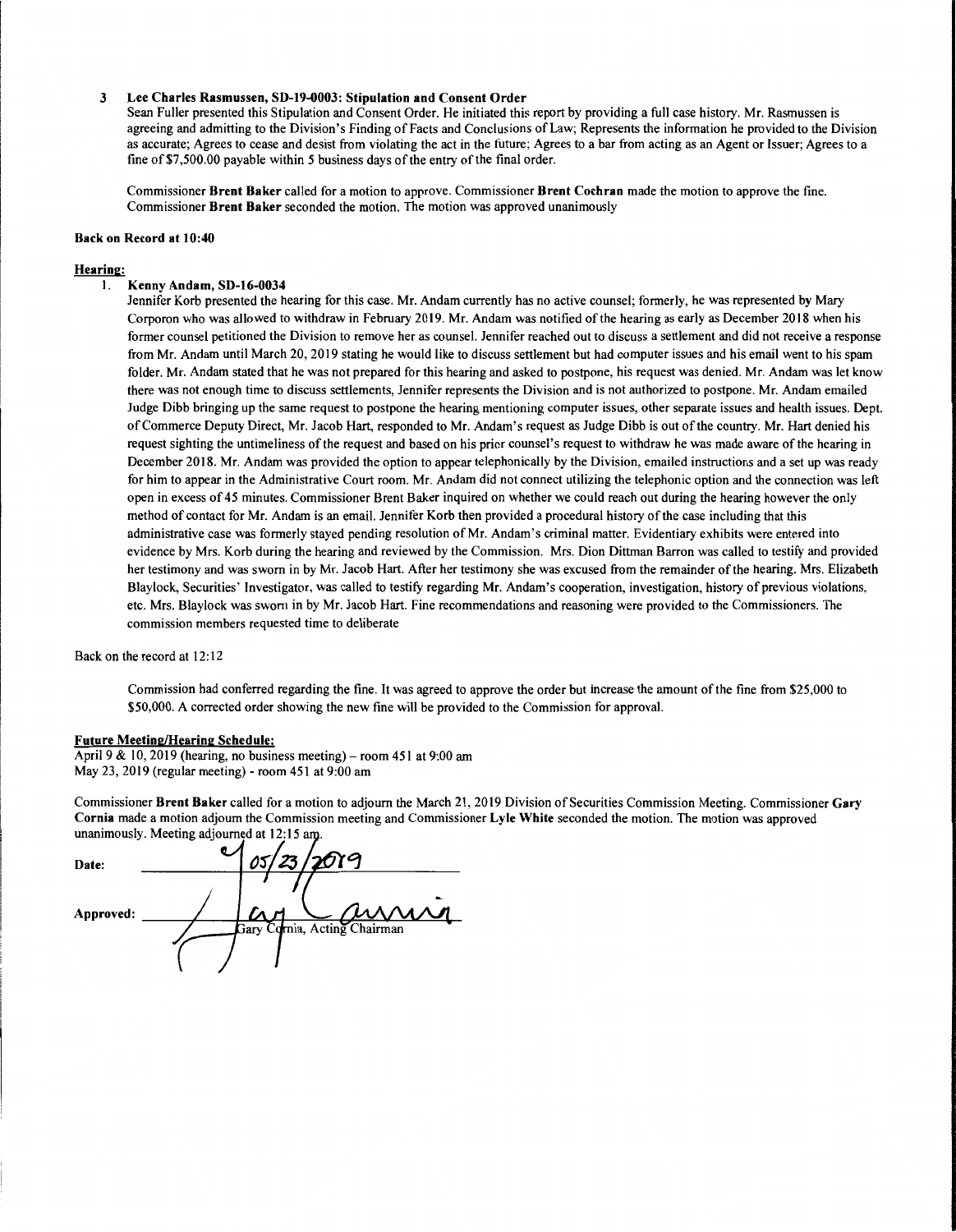**3 Lee Charles Rasmussen, SD-19-0003: Stipulation and Consent Order**

Sean Fuller presented this Stipulation and Consent Order. He initiated this report by providing a full case history. Mr. Rasmussen is agreeing and admitting to the Division's Finding of Facts and Conclusions of Law; Represents the information he provided to the Division as accurate; Agrees to cease and desist from violating the act in the future; Agrees to a bar from acting as an Agent or Issuer; Agrees to a fine of $7,500.00 payable within 5 business days of the entry of the final order.

Commissioner **Brent Baker** called for a motion to approve. Commissioner **Brent Cochran** made the motion to approve the fine. Commissioner **Brent Baker** seconded the motion. The motion was approved unanimously

**Back on Record at 10:40**

**Hearing:**

1. **Kenny Andam, SD-16-0034**

   Jennifer Korb presented the hearing for this case. Mr. Andam currently has no active counsel; formerly, he was represented by Mary Corporon who was allowed to withdraw in February 2019. Mr. Andam was notified of the hearing as early as December 2018 when his former counsel petitioned the Division to remove her as counsel. Jennifer reached out to discuss a settlement and did not receive a response from Mr. Andam until March 20, 2019 stating he would like to discuss settlement but had computer issues and his email went to his spam folder. Mr. Andam stated that he was not prepared for this hearing and asked to postpone, his request was denied. Mr. Andam was let know there was not enough time to discuss settlements, Jennifer represents the Division and is not authorized to postpone. Mr. Andam emailed Judge Dibb bringing up the same request to postpone the hearing mentioning computer issues, other separate issues and health issues. Dept. of Commerce Deputy Direct, Mr. Jacob Hart, responded to Mr. Andam's request as Judge Dibb is out of the country. Mr. Hart denied his request sighting the untimeliness of the request and based on his prior counsel's request to withdraw he was made aware of the hearing in December 2018. Mr. Andam was provided the option to appear telephonically by the Division, emailed instructions and a set up was ready for him to appear in the Administrative Court room. Mr. Andam did not connect utilizing the telephonic option and the connection was left open in excess of 45 minutes. Commissioner Brent Baker inquired on whether we could reach out during the hearing however the only method of contact for Mr. Andam is an email. Jennifer Korb then provided a procedural history of the case including that this administrative case was formerly stayed pending resolution of Mr. Andam's criminal matter. Evidentiary exhibits were entered into evidence by Mrs. Korb during the hearing and reviewed by the Commission. Mrs. Dion Dittman Barron was called to testify and provided her testimony and was sworn in by Mr. Jacob Hart. After her testimony she was excused from the remainder of the hearing. Mrs. Elizabeth Blaylock, Securities' Investigator, was called to testify regarding Mr. Andam's cooperation, investigation, history of previous violations, etc. Mrs. Blaylock was sworn in by Mr. Jacob Hart. Fine recommendations and reasoning were provided to the Commissioners. The commission members requested time to deliberate

Back on the record at 12:12

Commission had conferred regarding the fine. It was agreed to approve the order but increase the amount of the fine from $25,000 to $50,000. A corrected order showing the new fine will be provided to the Commission for approval.

**Future Meeting/Hearing Schedule:**

April 9 & 10, 2019 (hearing, no business meeting) – room 451 at 9:00 am
May 23, 2019 (regular meeting) - room 451 at 9:00 am

Commissioner **Brent Baker** called for a motion to adjourn the March 21, 2019 Division of Securities Commission Meeting. Commissioner **Gary Cornia** made a motion adjourn the Commission meeting and Commissioner **Lyle White** seconded the motion. The motion was approved unanimously. Meeting adjourned at 12:15 am.

Date: 05/23/2019

Approved: Gary Cornia, Acting Chairman